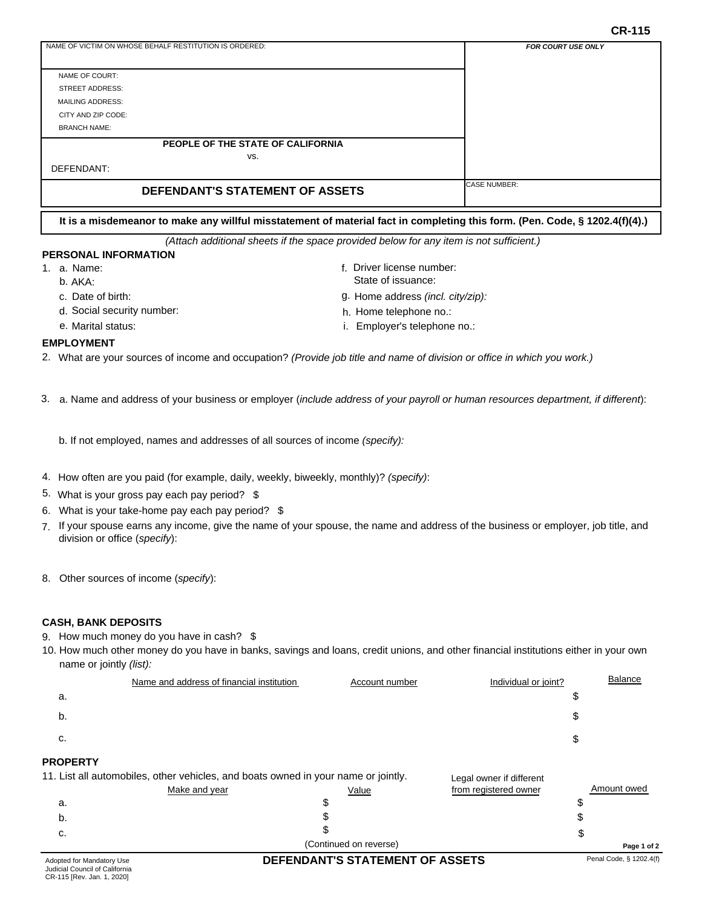CR-115

| NAME OF VICTIM ON WHOSE BEHALF RESTITUTION IS ORDERED: | *FOR COURT USE ONLY* |
|---|---|
| NAME OF COURT:<br>STREET ADDRESS:<br>MAILING ADDRESS:<br>CITY AND ZIP CODE:<br>BRANCH NAME: | |
| **PEOPLE OF THE STATE OF CALIFORNIA**<br>vs.<br>DEFENDANT: | |
| **DEFENDANT'S STATEMENT OF ASSETS** | CASE NUMBER: |

**It is a misdemeanor to make any willful misstatement of material fact in completing this form. (Pen. Code, § 1202.4(f)(4).)**

*(Attach additional sheets if the space provided below for any item is not sufficient.)*

### PERSONAL INFORMATION

1. a. Name:
   b. AKA:
   c. Date of birth:
   d. Social security number:
   e. Marital status:
   f. Driver license number:
      State of issuance:
   g. Home address *(incl. city/zip):*
   h. Home telephone no.:
   i. Employer's telephone no.:

### EMPLOYMENT

2. What are your sources of income and occupation? *(Provide job title and name of division or office in which you work.)*

3. a. Name and address of your business or employer (*include address of your payroll or human resources department, if different*):

   b. If not employed, names and addresses of all sources of income *(specify):*

4. How often are you paid (for example, daily, weekly, biweekly, monthly)? *(specify)*:
5. What is your gross pay each pay period? $
6. What is your take-home pay each pay period? $
7. If your spouse earns any income, give the name of your spouse, the name and address of the business or employer, job title, and division or office (*specify*):

8. Other sources of income (*specify*):

### CASH, BANK DEPOSITS

9. How much money do you have in cash? $
10. How much other money do you have in banks, savings and loans, credit unions, and other financial institutions either in your own name or jointly *(list):*

| | Name and address of financial institution | Account number | Individual or joint? | Balance |
|---|---|---|---|---|
| a. | | | | $ |
| b. | | | | $ |
| c. | | | | $ |

### PROPERTY

11. List all automobiles, other vehicles, and boats owned in your name or jointly.

| | Make and year | Value | Legal owner if different from registered owner | Amount owed |
|---|---|---|---|---|
| a. | | $ | | $ |
| b. | | $ | | $ |
| c. | | $ | | $ |

(Continued on reverse)

Adopted for Mandatory Use
Judicial Council of California
CR-115 [Rev. Jan. 1, 2020]

**DEFENDANT'S STATEMENT OF ASSETS**

Penal Code, § 1202.4(f)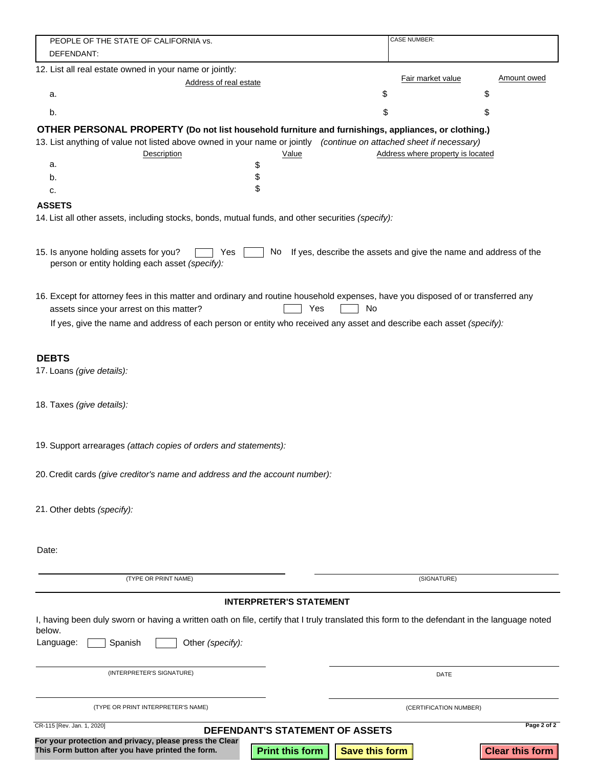| PEOPLE OF THE STATE OF CALIFORNIA vs. DEFENDANT: | CASE NUMBER: |
| --- | --- |

12. List all real estate owned in your name or jointly:

| | Address of real estate | Fair market value | Amount owed |
| --- | --- | --- | --- |
| a. | | $ | $ |
| b. | | $ | $ |

**OTHER PERSONAL PROPERTY (Do not list household furniture and furnishings, appliances, or clothing.)**

13. List anything of value not listed above owned in your name or jointly *(continue on attached sheet if necessary)*

| | Description | Value | Address where property is located |
| --- | --- | --- | --- |
| a. | | $ | |
| b. | | $ | |
| c. | | $ | |

**ASSETS**

14. List all other assets, including stocks, bonds, mutual funds, and other securities *(specify):*

15. Is anyone holding assets for you? ☐ Yes ☐ No If yes, describe the assets and give the name and address of the person or entity holding each asset *(specify):*

16. Except for attorney fees in this matter and ordinary and routine household expenses, have you disposed of or transferred any assets since your arrest on this matter? ☐ Yes ☐ No
If yes, give the name and address of each person or entity who received any asset and describe each asset *(specify):*

**DEBTS**

17. Loans *(give details):*

18. Taxes *(give details):*

19. Support arrearages *(attach copies of orders and statements):*

20. Credit cards *(give creditor's name and address and the account number):*

21. Other debts *(specify):*

Date:

_______________________________ (TYPE OR PRINT NAME)

_______________________________ (SIGNATURE)

**INTERPRETER'S STATEMENT**

I, having been duly sworn or having a written oath on file, certify that I truly translated this form to the defendant in the language noted below.
Language: ☐ Spanish ☐ Other *(specify):*

_______________________________ (INTERPRETER'S SIGNATURE)

_______________________________ DATE

_______________________________ (TYPE OR PRINT INTERPRETER'S NAME)

_______________________________ (CERTIFICATION NUMBER)

CR-115 [Rev. Jan. 1, 2020]

**DEFENDANT'S STATEMENT OF ASSETS**

**For your protection and privacy, please press the Clear This Form button after you have printed the form.**

Print this form | Save this form | Clear this form